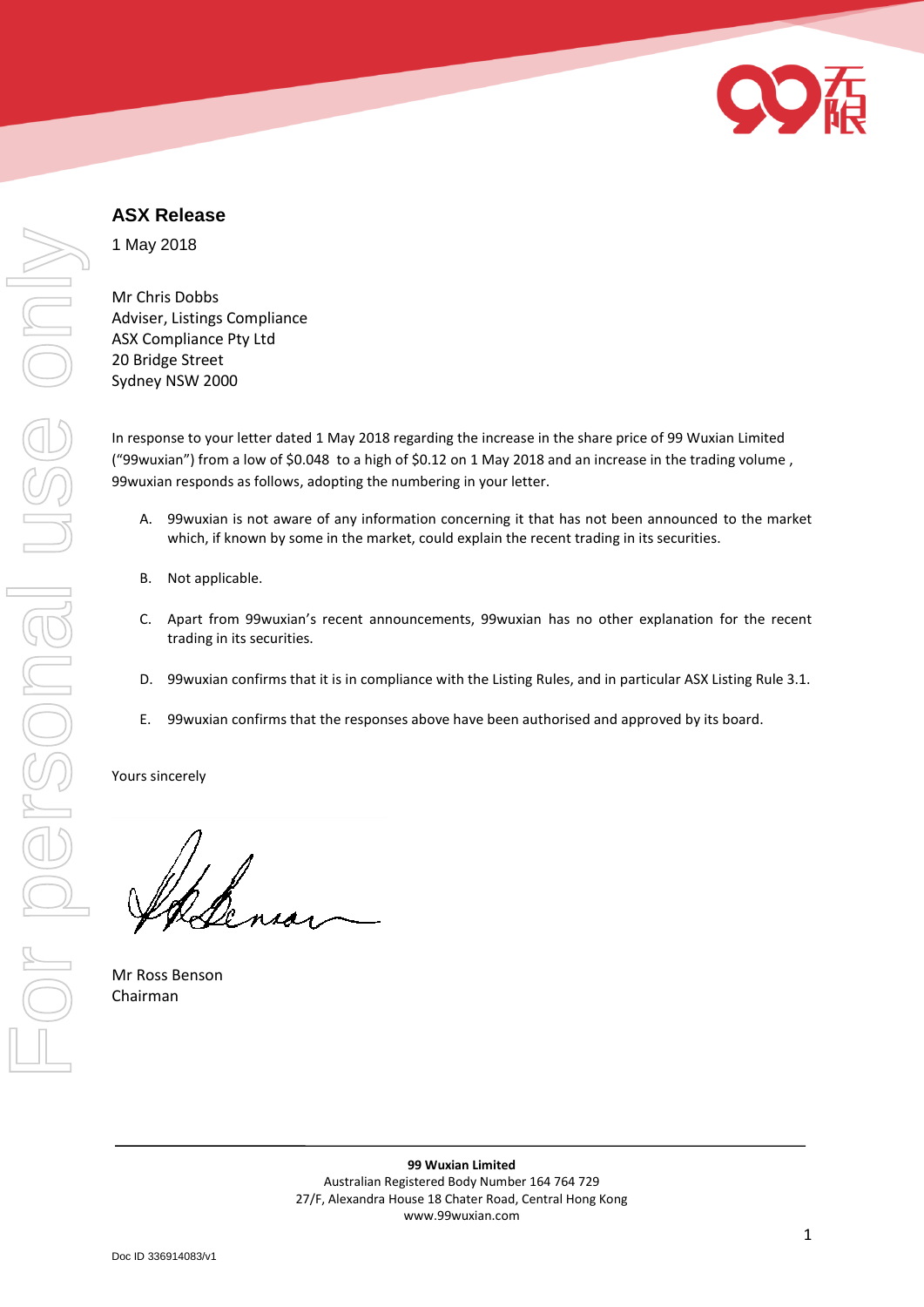## ASX Release

1 May 2018

Mr Chris Dobbs
Adviser, Listings Compliance
ASX Compliance Pty Ltd
20 Bridge Street
Sydney NSW 2000

In response to your letter dated 1 May 2018 regarding the increase in the share price of 99 Wuxian Limited ("99wuxian") from a low of $0.048 to a high of $0.12 on 1 May 2018 and an increase in the trading volume, 99wuxian responds as follows, adopting the numbering in your letter.

A. 99wuxian is not aware of any information concerning it that has not been announced to the market which, if known by some in the market, could explain the recent trading in its securities.

B. Not applicable.

C. Apart from 99wuxian's recent announcements, 99wuxian has no other explanation for the recent trading in its securities.

D. 99wuxian confirms that it is in compliance with the Listing Rules, and in particular ASX Listing Rule 3.1.

E. 99wuxian confirms that the responses above have been authorised and approved by its board.

Yours sincerely

Mr Ross Benson
Chairman

**99 Wuxian Limited**
Australian Registered Body Number 164 764 729
27/F, Alexandra House 18 Chater Road, Central Hong Kong
www.99wuxian.com

Doc ID 336914083/v1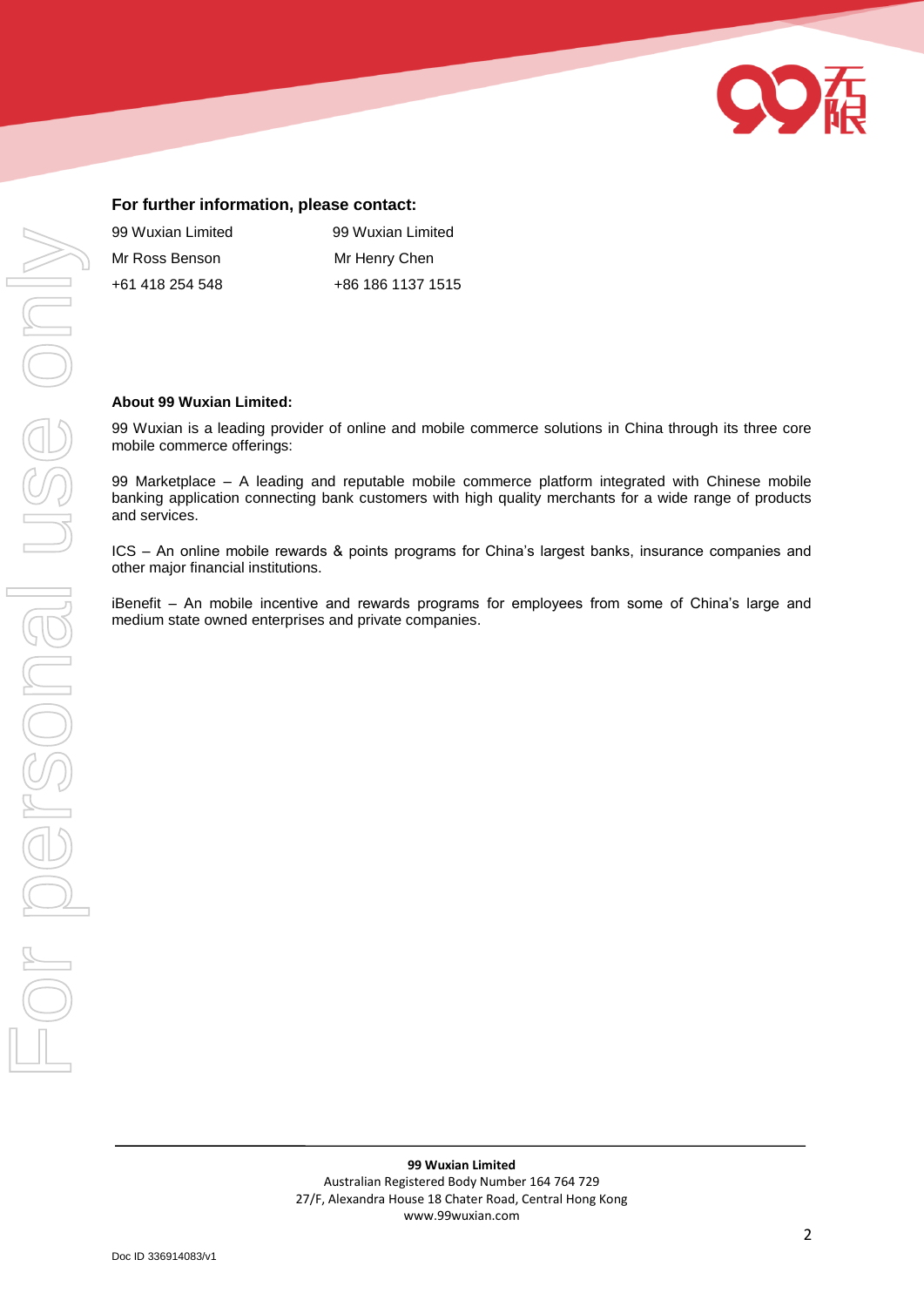**For further information, please contact:**

| 99 Wuxian Limited | 99 Wuxian Limited |
| --- | --- |
| Mr Ross Benson | Mr Henry Chen |
| +61 418 254 548 | +86 186 1137 1515 |

**About 99 Wuxian Limited:**

99 Wuxian is a leading provider of online and mobile commerce solutions in China through its three core mobile commerce offerings:

99 Marketplace – A leading and reputable mobile commerce platform integrated with Chinese mobile banking application connecting bank customers with high quality merchants for a wide range of products and services.

ICS – An online mobile rewards & points programs for China's largest banks, insurance companies and other major financial institutions.

iBenefit – An mobile incentive and rewards programs for employees from some of China's large and medium state owned enterprises and private companies.

**99 Wuxian Limited**
Australian Registered Body Number 164 764 729
27/F, Alexandra House 18 Chater Road, Central Hong Kong
www.99wuxian.com

Doc ID 336914083/v1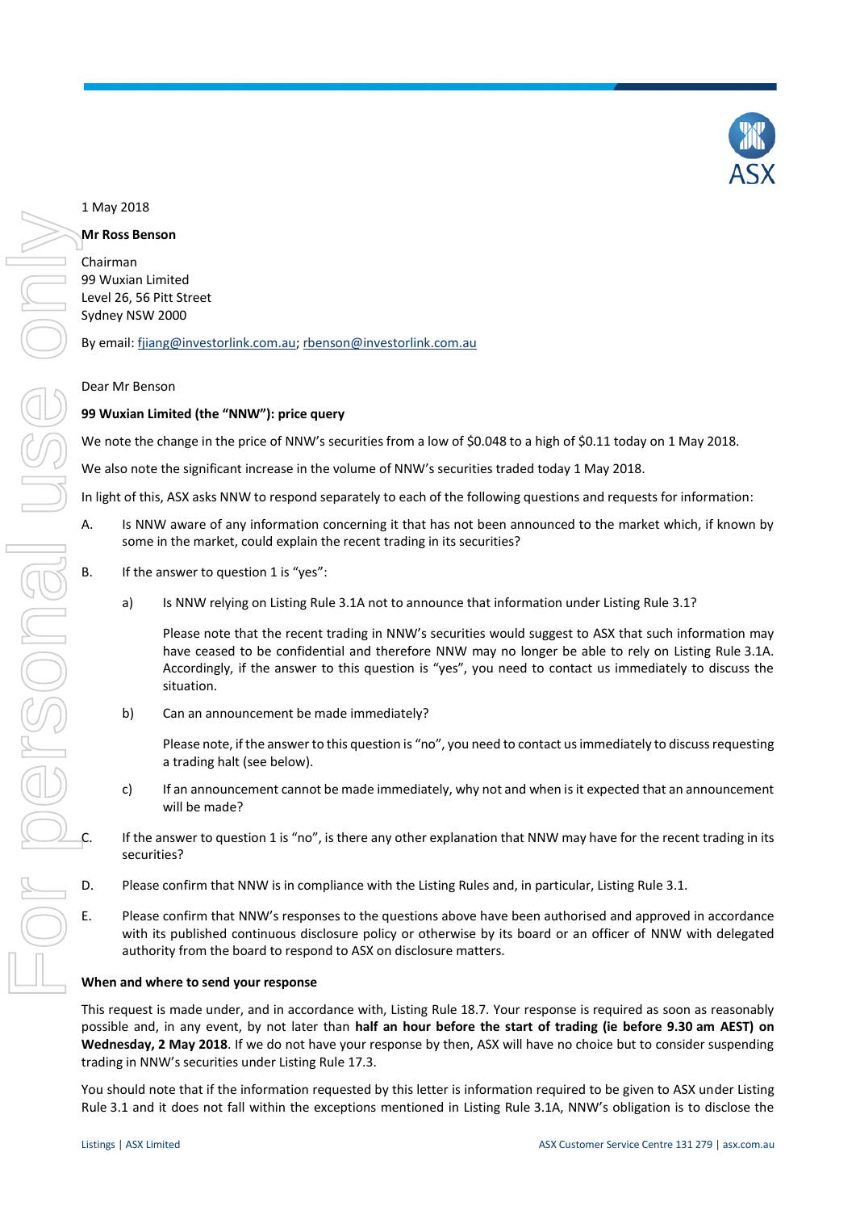1 May 2018

**Mr Ross Benson**

Chairman
99 Wuxian Limited
Level 26, 56 Pitt Street
Sydney NSW 2000

By email: fjiang@investorlink.com.au; rbenson@investorlink.com.au

Dear Mr Benson

**99 Wuxian Limited (the "NNW"): price query**

We note the change in the price of NNW's securities from a low of $0.048 to a high of $0.11 today on 1 May 2018.

We also note the significant increase in the volume of NNW's securities traded today 1 May 2018.

In light of this, ASX asks NNW to respond separately to each of the following questions and requests for information:

A. Is NNW aware of any information concerning it that has not been announced to the market which, if known by some in the market, could explain the recent trading in its securities?

B. If the answer to question 1 is "yes":

   a) Is NNW relying on Listing Rule 3.1A not to announce that information under Listing Rule 3.1?

      Please note that the recent trading in NNW's securities would suggest to ASX that such information may have ceased to be confidential and therefore NNW may no longer be able to rely on Listing Rule 3.1A. Accordingly, if the answer to this question is "yes", you need to contact us immediately to discuss the situation.

   b) Can an announcement be made immediately?

      Please note, if the answer to this question is "no", you need to contact us immediately to discuss requesting a trading halt (see below).

   c) If an announcement cannot be made immediately, why not and when is it expected that an announcement will be made?

C. If the answer to question 1 is "no", is there any other explanation that NNW may have for the recent trading in its securities?

D. Please confirm that NNW is in compliance with the Listing Rules and, in particular, Listing Rule 3.1.

E. Please confirm that NNW's responses to the questions above have been authorised and approved in accordance with its published continuous disclosure policy or otherwise by its board or an officer of NNW with delegated authority from the board to respond to ASX on disclosure matters.

**When and where to send your response**

This request is made under, and in accordance with, Listing Rule 18.7. Your response is required as soon as reasonably possible and, in any event, by not later than **half an hour before the start of trading (ie before 9.30 am AEST) on Wednesday, 2 May 2018**. If we do not have your response by then, ASX will have no choice but to consider suspending trading in NNW's securities under Listing Rule 17.3.

You should note that if the information requested by this letter is information required to be given to ASX under Listing Rule 3.1 and it does not fall within the exceptions mentioned in Listing Rule 3.1A, NNW's obligation is to disclose the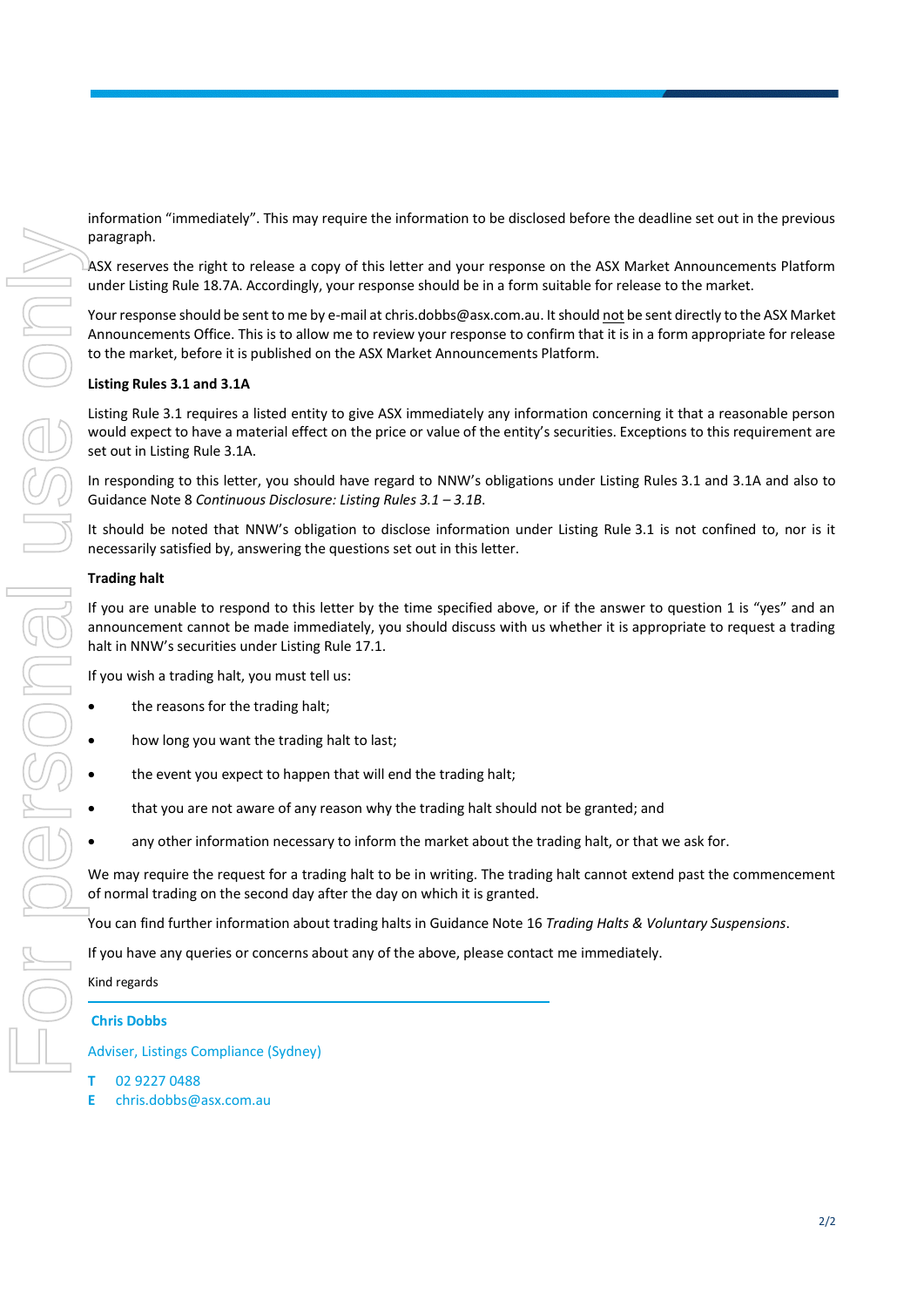information "immediately". This may require the information to be disclosed before the deadline set out in the previous paragraph.

ASX reserves the right to release a copy of this letter and your response on the ASX Market Announcements Platform under Listing Rule 18.7A. Accordingly, your response should be in a form suitable for release to the market.

Your response should be sent to me by e-mail at chris.dobbs@asx.com.au. It should not be sent directly to the ASX Market Announcements Office. This is to allow me to review your response to confirm that it is in a form appropriate for release to the market, before it is published on the ASX Market Announcements Platform.

**Listing Rules 3.1 and 3.1A**

Listing Rule 3.1 requires a listed entity to give ASX immediately any information concerning it that a reasonable person would expect to have a material effect on the price or value of the entity's securities. Exceptions to this requirement are set out in Listing Rule 3.1A.

In responding to this letter, you should have regard to NNW's obligations under Listing Rules 3.1 and 3.1A and also to Guidance Note 8 *Continuous Disclosure: Listing Rules 3.1 – 3.1B*.

It should be noted that NNW's obligation to disclose information under Listing Rule 3.1 is not confined to, nor is it necessarily satisfied by, answering the questions set out in this letter.

**Trading halt**

If you are unable to respond to this letter by the time specified above, or if the answer to question 1 is "yes" and an announcement cannot be made immediately, you should discuss with us whether it is appropriate to request a trading halt in NNW's securities under Listing Rule 17.1.

If you wish a trading halt, you must tell us:

- the reasons for the trading halt;
- how long you want the trading halt to last;
- the event you expect to happen that will end the trading halt;
- that you are not aware of any reason why the trading halt should not be granted; and
- any other information necessary to inform the market about the trading halt, or that we ask for.

We may require the request for a trading halt to be in writing. The trading halt cannot extend past the commencement of normal trading on the second day after the day on which it is granted.

You can find further information about trading halts in Guidance Note 16 *Trading Halts & Voluntary Suspensions*.

If you have any queries or concerns about any of the above, please contact me immediately.

Kind regards

**Chris Dobbs**

Adviser, Listings Compliance (Sydney)

**T** 02 9227 0488
**E** chris.dobbs@asx.com.au